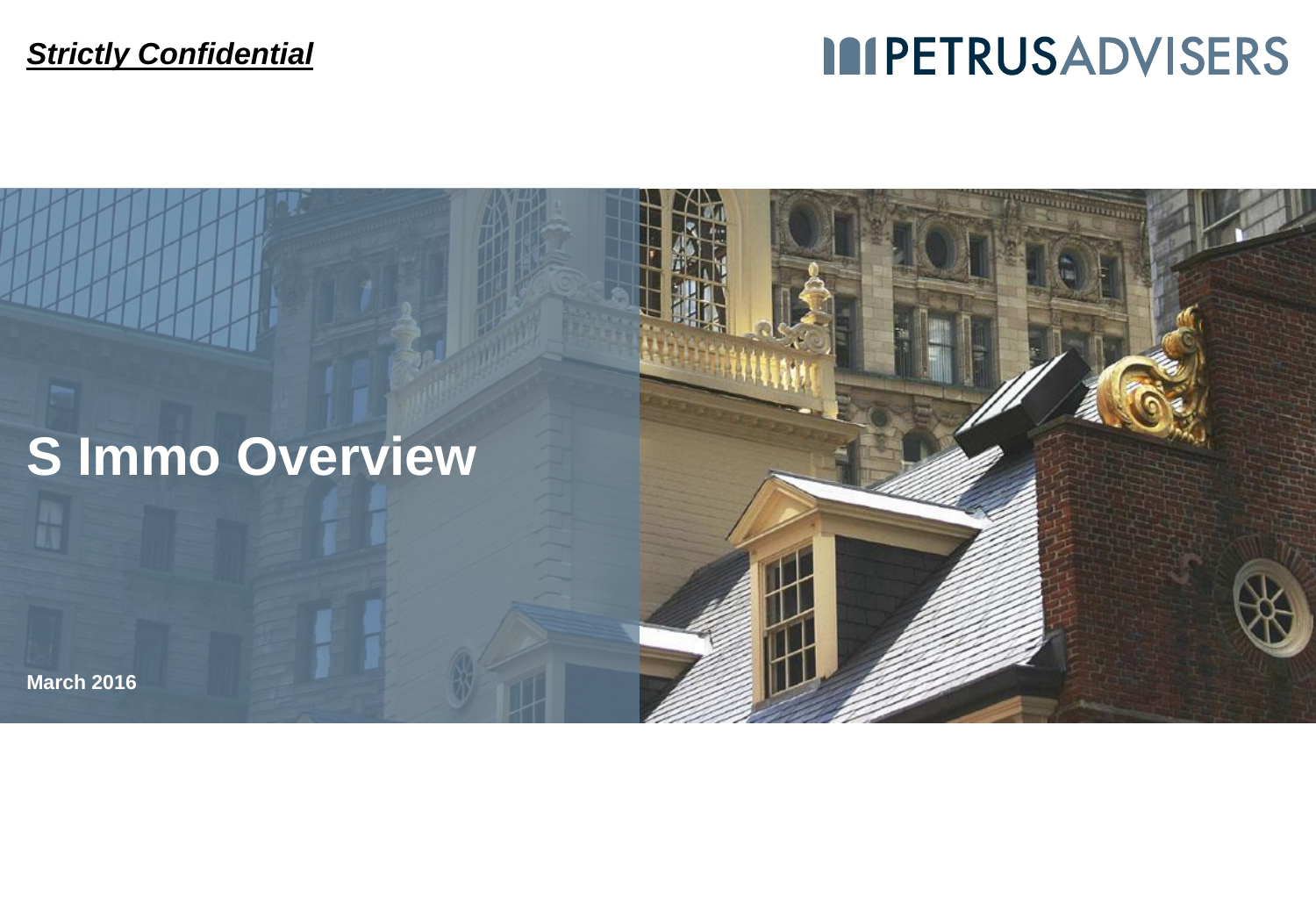***Strictly Confidential***

PETRUSADVISERS

# S Immo Overview

**March 2016**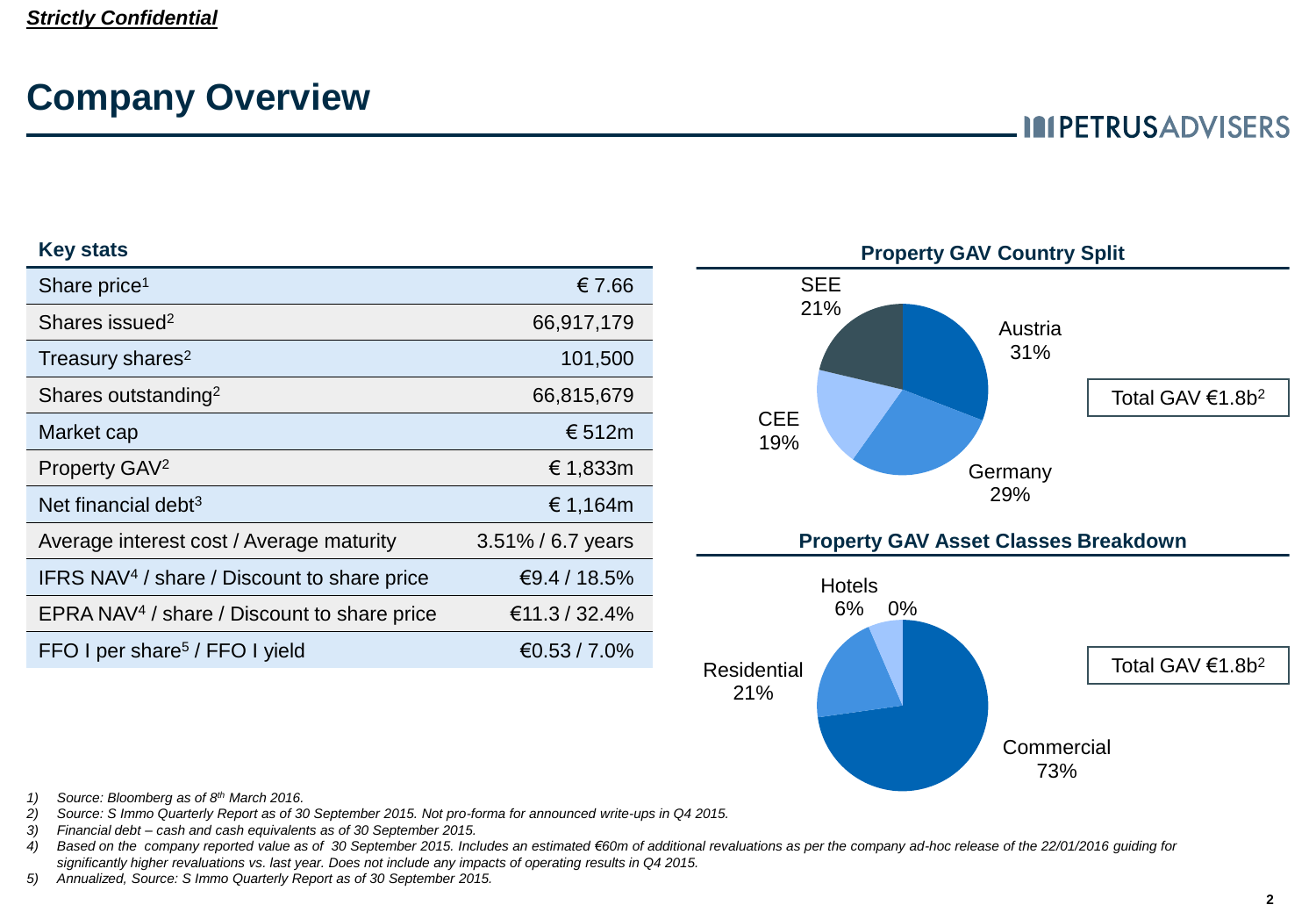*Strictly Confidential*

# Company Overview

## Key stats

| Key stats | |
|---|---|
| Share price[1] | € 7.66 |
| Shares issued[2] | 66,917,179 |
| Treasury shares[2] | 101,500 |
| Shares outstanding[2] | 66,815,679 |
| Market cap | € 512m |
| Property GAV[2] | € 1,833m |
| Net financial debt[3] | € 1,164m |
| Average interest cost / Average maturity | 3.51% / 6.7 years |
| IFRS NAV[4] / share / Discount to share price | €9.4 / 18.5% |
| EPRA NAV[4] / share / Discount to share price | €11.3 / 32.4% |
| FFO I per share[5] / FFO I yield | €0.53 / 7.0% |

## Property GAV Country Split

Total GAV €1.8b[2]

| Country | Share |
|---|---|
| Austria | 31% |
| Germany | 29% |
| CEE | 19% |
| SEE | 21% |

## Property GAV Asset Classes Breakdown

Total GAV €1.8b[2]

| Asset Class | Share |
|---|---|
| Commercial | 73% |
| Residential | 21% |
| Hotels | 6% |
| | 0% |

1) *Source: Bloomberg as of 8th March 2016.*
2) *Source: S Immo Quarterly Report as of 30 September 2015. Not pro-forma for announced write-ups in Q4 2015.*
3) *Financial debt – cash and cash equivalents as of 30 September 2015.*
4) *Based on the company reported value as of 30 September 2015. Includes an estimated €60m of additional revaluations as per the company ad-hoc release of the 22/01/2016 guiding for significantly higher revaluations vs. last year. Does not include any impacts of operating results in Q4 2015.*
5) *Annualized, Source: S Immo Quarterly Report as of 30 September 2015.*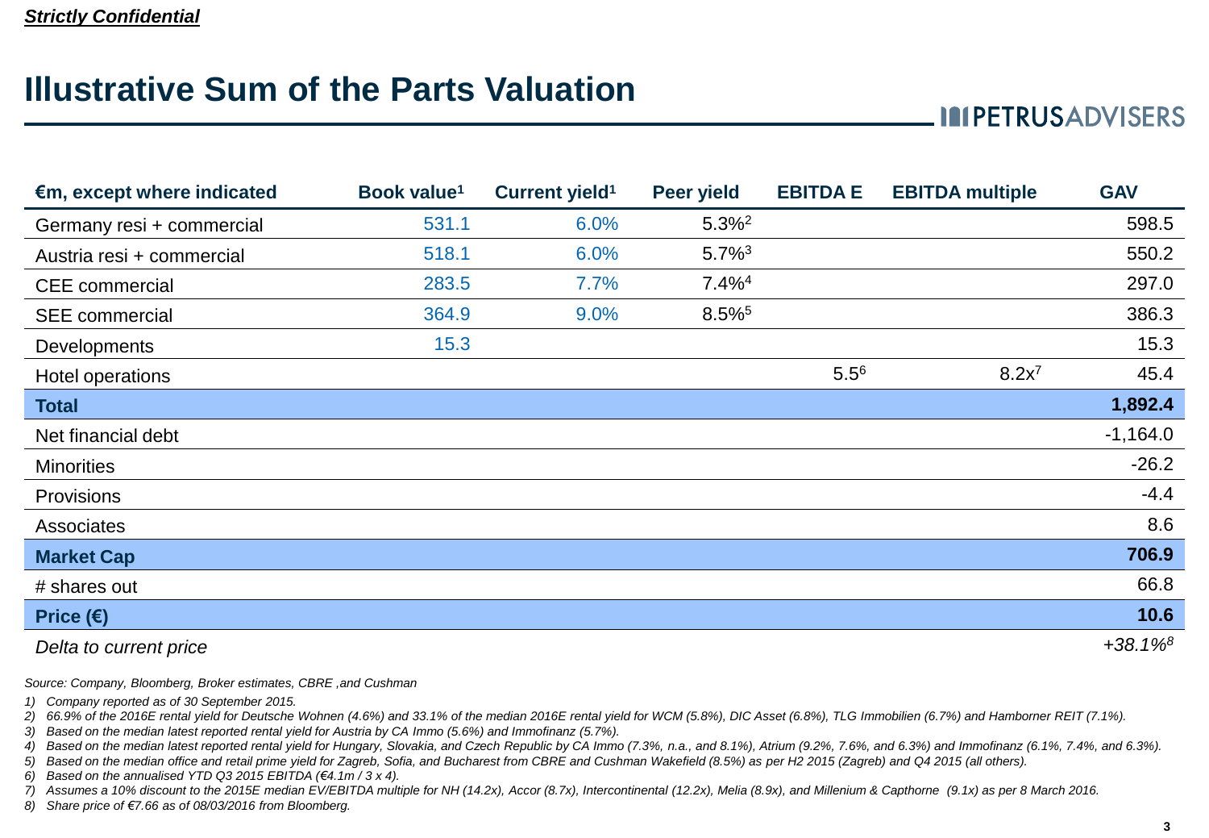*Strictly Confidential*

# Illustrative Sum of the Parts Valuation

| €m, except where indicated | Book value[1] | Current yield[1] | Peer yield | EBITDA E | EBITDA multiple | GAV |
|---|---|---|---|---|---|---|
| Germany resi + commercial | 531.1 | 6.0% | 5.3%[2] | | | 598.5 |
| Austria resi + commercial | 518.1 | 6.0% | 5.7%[3] | | | 550.2 |
| CEE commercial | 283.5 | 7.7% | 7.4%[4] | | | 297.0 |
| SEE commercial | 364.9 | 9.0% | 8.5%[5] | | | 386.3 |
| Developments | 15.3 | | | | | 15.3 |
| Hotel operations | | | | 5.5[6] | 8.2x[7] | 45.4 |
| **Total** | | | | | | **1,892.4** |
| Net financial debt | | | | | | -1,164.0 |
| Minorities | | | | | | -26.2 |
| Provisions | | | | | | -4.4 |
| Associates | | | | | | 8.6 |
| **Market Cap** | | | | | | **706.9** |
| # shares out | | | | | | 66.8 |
| **Price (€)** | | | | | | **10.6** |
| *Delta to current price* | | | | | | *+38.1%[8]* |

*Source: Company, Bloomberg, Broker estimates, CBRE ,and Cushman*

1) *Company reported as of 30 September 2015.*
2) *66.9% of the 2016E rental yield for Deutsche Wohnen (4.6%) and 33.1% of the median 2016E rental yield for WCM (5.8%), DIC Asset (6.8%), TLG Immobilien (6.7%) and Hamborner REIT (7.1%).*
3) *Based on the median latest reported rental yield for Austria by CA Immo (5.6%) and Immofinanz (5.7%).*
4) *Based on the median latest reported rental yield for Hungary, Slovakia, and Czech Republic by CA Immo (7.3%, n.a., and 8.1%), Atrium (9.2%, 7.6%, and 6.3%) and Immofinanz (6.1%, 7.4%, and 6.3%).*
5) *Based on the median office and retail prime yield for Zagreb, Sofia, and Bucharest from CBRE and Cushman Wakefield (8.5%) as per H2 2015 (Zagreb) and Q4 2015 (all others).*
6) *Based on the annualised YTD Q3 2015 EBITDA (€4.1m / 3 x 4).*
7) *Assumes a 10% discount to the 2015E median EV/EBITDA multiple for NH (14.2x), Accor (8.7x), Intercontinental (12.2x), Melia (8.9x), and Millenium & Capthorne (9.1x) as per 8 March 2016.*
8) *Share price of €7.66 as of 08/03/2016 from Bloomberg.*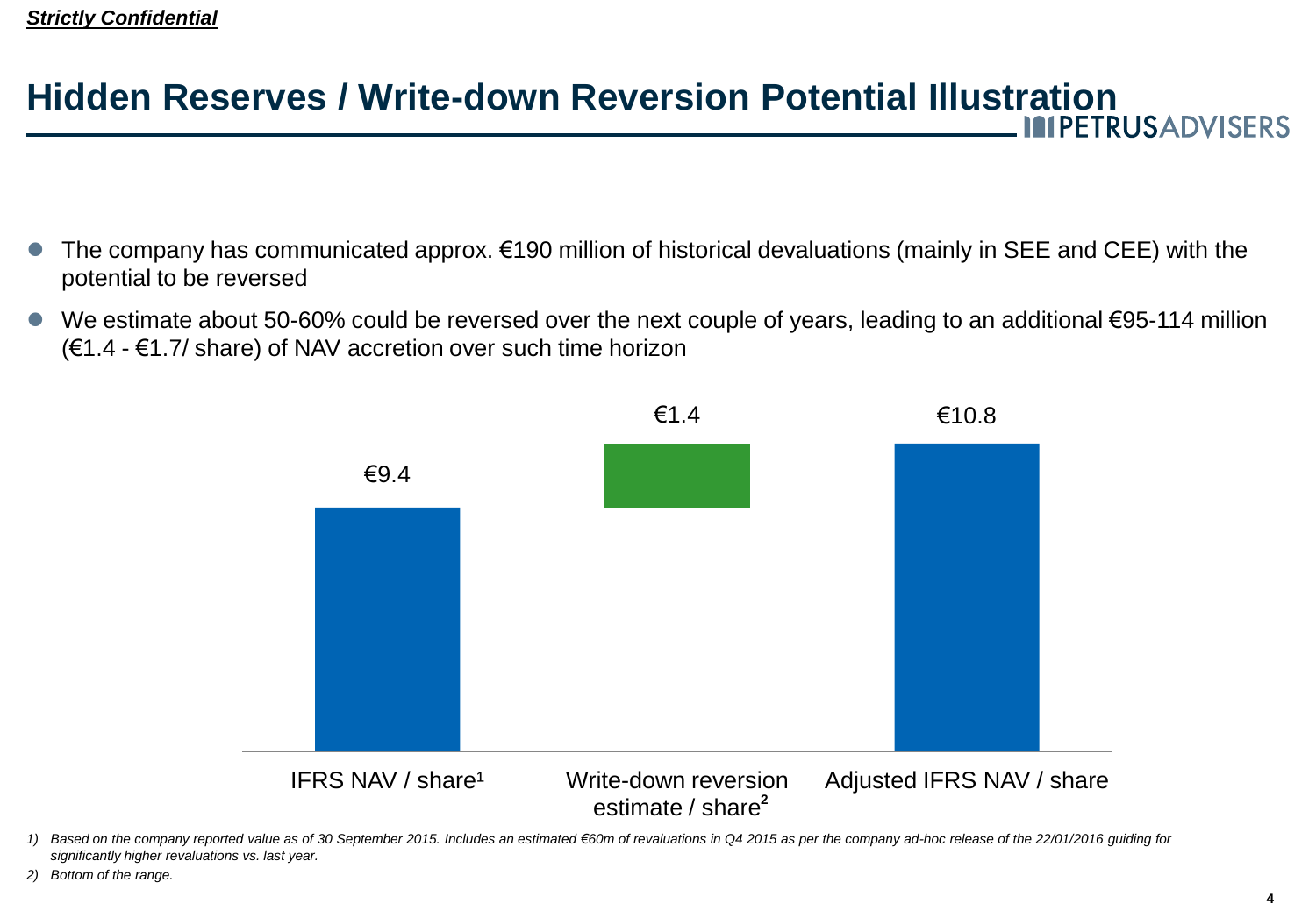*Strictly Confidential*

# Hidden Reserves / Write-down Reversion Potential Illustration

- The company has communicated approx. €190 million of historical devaluations (mainly in SEE and CEE) with the potential to be reversed
- We estimate about 50-60% could be reversed over the next couple of years, leading to an additional €95-114 million (€1.4 - €1.7/ share) of NAV accretion over such time horizon

| IFRS NAV / share[1] | Write-down reversion estimate / share[2] | Adjusted IFRS NAV / share |
|---|---|---|
| €9.4 | €1.4 | €10.8 |

*1) Based on the company reported value as of 30 September 2015. Includes an estimated €60m of revaluations in Q4 2015 as per the company ad-hoc release of the 22/01/2016 guiding for significantly higher revaluations vs. last year.*

*2) Bottom of the range.*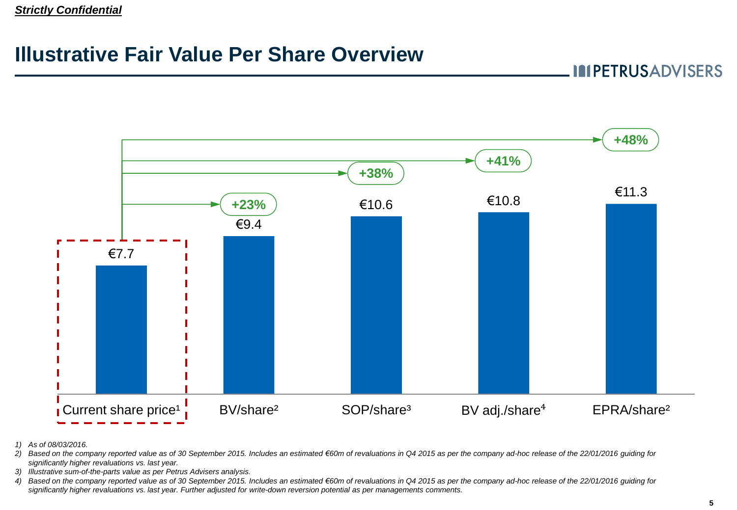*Strictly Confidential*

# Illustrative Fair Value Per Share Overview

| | Current share price[1] | BV/share[2] | SOP/share[3] | BV adj./share[4] | EPRA/share[2] |
|---|---|---|---|---|---|
| Value | €7.7 | €9.4 | €10.6 | €10.8 | €11.3 |
| Upside vs. current share price | | +23% | +38% | +41% | +48% |

1) As of 08/03/2016.
2) Based on the company reported value as of 30 September 2015. Includes an estimated €60m of revaluations in Q4 2015 as per the company ad-hoc release of the 22/01/2016 guiding for significantly higher revaluations vs. last year.
3) Illustrative sum-of-the-parts value as per Petrus Advisers analysis.
4) Based on the company reported value as of 30 September 2015. Includes an estimated €60m of revaluations in Q4 2015 as per the company ad-hoc release of the 22/01/2016 guiding for significantly higher revaluations vs. last year. Further adjusted for write-down reversion potential as per managements comments.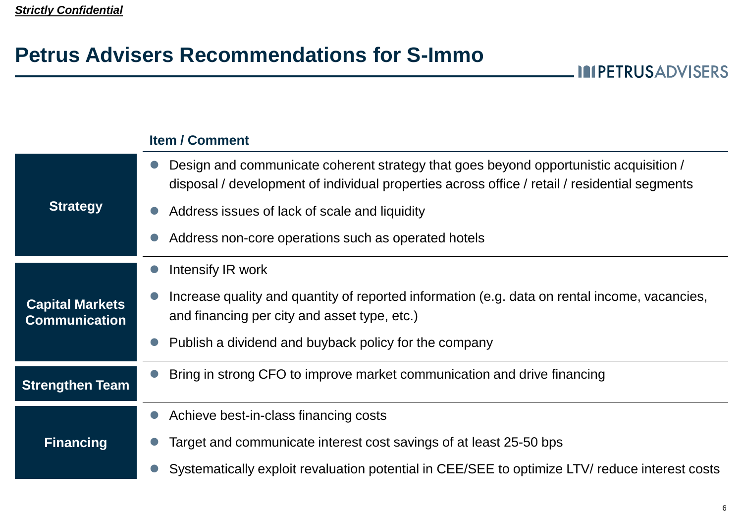*Strictly Confidential*

# Petrus Advisers Recommendations for S-Immo

| | Item / Comment |
|---|---|
| **Strategy** | • Design and communicate coherent strategy that goes beyond opportunistic acquisition / disposal / development of individual properties across office / retail / residential segments<br>• Address issues of lack of scale and liquidity<br>• Address non-core operations such as operated hotels |
| **Capital Markets Communication** | • Intensify IR work<br>• Increase quality and quantity of reported information (e.g. data on rental income, vacancies, and financing per city and asset type, etc.)<br>• Publish a dividend and buyback policy for the company |
| **Strengthen Team** | • Bring in strong CFO to improve market communication and drive financing |
| **Financing** | • Achieve best-in-class financing costs<br>• Target and communicate interest cost savings of at least 25-50 bps<br>• Systematically exploit revaluation potential in CEE/SEE to optimize LTV/ reduce interest costs |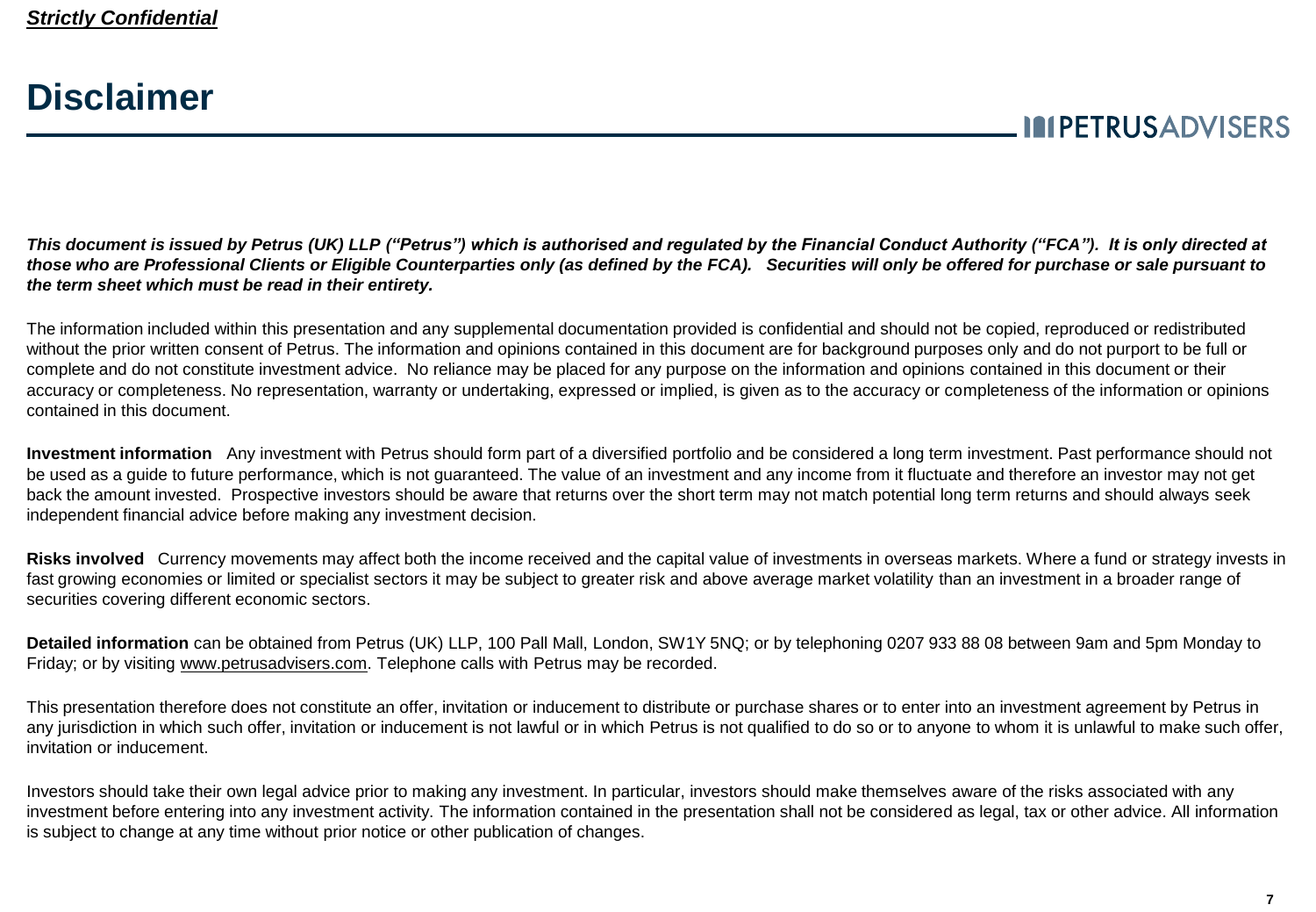*Strictly Confidential*

# Disclaimer

PETRUSADVISERS

***This document is issued by Petrus (UK) LLP ("Petrus") which is authorised and regulated by the Financial Conduct Authority ("FCA"). It is only directed at those who are Professional Clients or Eligible Counterparties only (as defined by the FCA). Securities will only be offered for purchase or sale pursuant to the term sheet which must be read in their entirety.***

The information included within this presentation and any supplemental documentation provided is confidential and should not be copied, reproduced or redistributed without the prior written consent of Petrus. The information and opinions contained in this document are for background purposes only and do not purport to be full or complete and do not constitute investment advice. No reliance may be placed for any purpose on the information and opinions contained in this document or their accuracy or completeness. No representation, warranty or undertaking, expressed or implied, is given as to the accuracy or completeness of the information or opinions contained in this document.

**Investment information** Any investment with Petrus should form part of a diversified portfolio and be considered a long term investment. Past performance should not be used as a guide to future performance, which is not guaranteed. The value of an investment and any income from it fluctuate and therefore an investor may not get back the amount invested. Prospective investors should be aware that returns over the short term may not match potential long term returns and should always seek independent financial advice before making any investment decision.

**Risks involved** Currency movements may affect both the income received and the capital value of investments in overseas markets. Where a fund or strategy invests in fast growing economies or limited or specialist sectors it may be subject to greater risk and above average market volatility than an investment in a broader range of securities covering different economic sectors.

**Detailed information** can be obtained from Petrus (UK) LLP, 100 Pall Mall, London, SW1Y 5NQ; or by telephoning 0207 933 88 08 between 9am and 5pm Monday to Friday; or by visiting www.petrusadvisers.com. Telephone calls with Petrus may be recorded.

This presentation therefore does not constitute an offer, invitation or inducement to distribute or purchase shares or to enter into an investment agreement by Petrus in any jurisdiction in which such offer, invitation or inducement is not lawful or in which Petrus is not qualified to do so or to anyone to whom it is unlawful to make such offer, invitation or inducement.

Investors should take their own legal advice prior to making any investment. In particular, investors should make themselves aware of the risks associated with any investment before entering into any investment activity. The information contained in the presentation shall not be considered as legal, tax or other advice. All information is subject to change at any time without prior notice or other publication of changes.